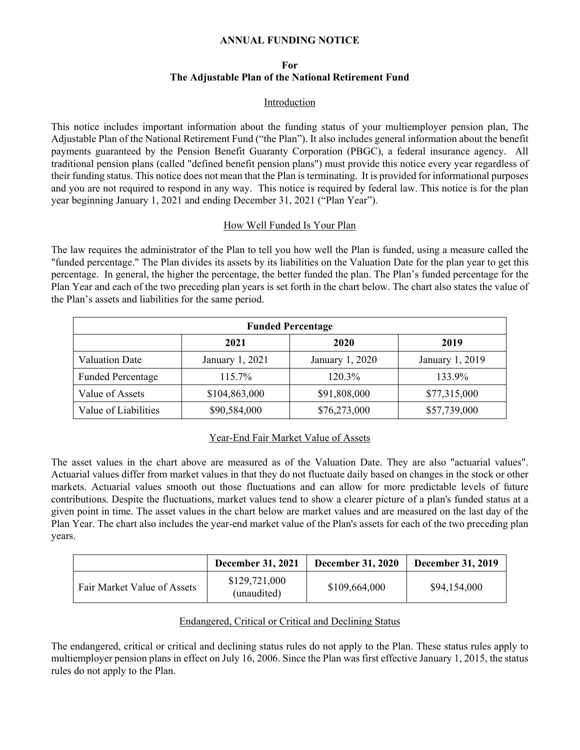# ANNUAL FUNDING NOTICE

## For
## The Adjustable Plan of the National Retirement Fund

### Introduction

This notice includes important information about the funding status of your multiemployer pension plan, The Adjustable Plan of the National Retirement Fund ("the Plan"). It also includes general information about the benefit payments guaranteed by the Pension Benefit Guaranty Corporation (PBGC), a federal insurance agency. All traditional pension plans (called "defined benefit pension plans") must provide this notice every year regardless of their funding status. This notice does not mean that the Plan is terminating. It is provided for informational purposes and you are not required to respond in any way. This notice is required by federal law. This notice is for the plan year beginning January 1, 2021 and ending December 31, 2021 ("Plan Year").

### How Well Funded Is Your Plan

The law requires the administrator of the Plan to tell you how well the Plan is funded, using a measure called the "funded percentage." The Plan divides its assets by its liabilities on the Valuation Date for the plan year to get this percentage. In general, the higher the percentage, the better funded the plan. The Plan's funded percentage for the Plan Year and each of the two preceding plan years is set forth in the chart below. The chart also states the value of the Plan's assets and liabilities for the same period.

| Funded Percentage | | | |
|---|---|---|---|
| | **2021** | **2020** | **2019** |
| Valuation Date | January 1, 2021 | January 1, 2020 | January 1, 2019 |
| Funded Percentage | 115.7% | 120.3% | 133.9% |
| Value of Assets | $104,863,000 | $91,808,000 | $77,315,000 |
| Value of Liabilities | $90,584,000 | $76,273,000 | $57,739,000 |

### Year-End Fair Market Value of Assets

The asset values in the chart above are measured as of the Valuation Date. They are also "actuarial values". Actuarial values differ from market values in that they do not fluctuate daily based on changes in the stock or other markets. Actuarial values smooth out those fluctuations and can allow for more predictable levels of future contributions. Despite the fluctuations, market values tend to show a clearer picture of a plan's funded status at a given point in time. The asset values in the chart below are market values and are measured on the last day of the Plan Year. The chart also includes the year-end market value of the Plan's assets for each of the two preceding plan years.

| | **December 31, 2021** | **December 31, 2020** | **December 31, 2019** |
|---|---|---|---|
| Fair Market Value of Assets | $129,721,000 (unaudited) | $109,664,000 | $94,154,000 |

### Endangered, Critical or Critical and Declining Status

The endangered, critical or critical and declining status rules do not apply to the Plan. These status rules apply to multiemployer pension plans in effect on July 16, 2006. Since the Plan was first effective January 1, 2015, the status rules do not apply to the Plan.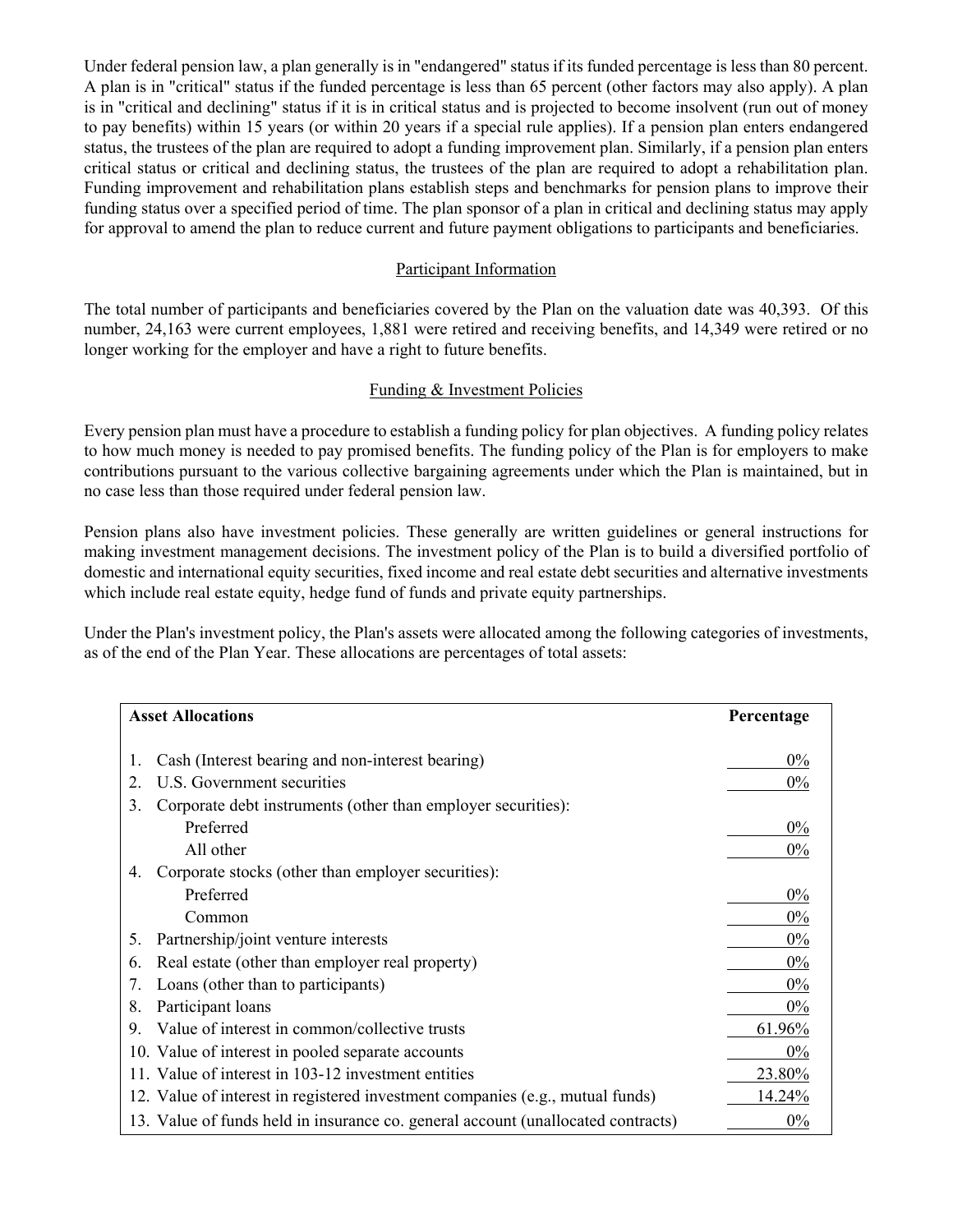Under federal pension law, a plan generally is in "endangered" status if its funded percentage is less than 80 percent. A plan is in "critical" status if the funded percentage is less than 65 percent (other factors may also apply). A plan is in "critical and declining" status if it is in critical status and is projected to become insolvent (run out of money to pay benefits) within 15 years (or within 20 years if a special rule applies). If a pension plan enters endangered status, the trustees of the plan are required to adopt a funding improvement plan. Similarly, if a pension plan enters critical status or critical and declining status, the trustees of the plan are required to adopt a rehabilitation plan. Funding improvement and rehabilitation plans establish steps and benchmarks for pension plans to improve their funding status over a specified period of time. The plan sponsor of a plan in critical and declining status may apply for approval to amend the plan to reduce current and future payment obligations to participants and beneficiaries.

## Participant Information

The total number of participants and beneficiaries covered by the Plan on the valuation date was 40,393. Of this number, 24,163 were current employees, 1,881 were retired and receiving benefits, and 14,349 were retired or no longer working for the employer and have a right to future benefits.

## Funding & Investment Policies

Every pension plan must have a procedure to establish a funding policy for plan objectives. A funding policy relates to how much money is needed to pay promised benefits. The funding policy of the Plan is for employers to make contributions pursuant to the various collective bargaining agreements under which the Plan is maintained, but in no case less than those required under federal pension law.

Pension plans also have investment policies. These generally are written guidelines or general instructions for making investment management decisions. The investment policy of the Plan is to build a diversified portfolio of domestic and international equity securities, fixed income and real estate debt securities and alternative investments which include real estate equity, hedge fund of funds and private equity partnerships.

Under the Plan's investment policy, the Plan's assets were allocated among the following categories of investments, as of the end of the Plan Year. These allocations are percentages of total assets:

| Asset Allocations | Percentage |
|---|---|
| 1. Cash (Interest bearing and non-interest bearing) | 0% |
| 2. U.S. Government securities | 0% |
| 3. Corporate debt instruments (other than employer securities): | |
| Preferred | 0% |
| All other | 0% |
| 4. Corporate stocks (other than employer securities): | |
| Preferred | 0% |
| Common | 0% |
| 5. Partnership/joint venture interests | 0% |
| 6. Real estate (other than employer real property) | 0% |
| 7. Loans (other than to participants) | 0% |
| 8. Participant loans | 0% |
| 9. Value of interest in common/collective trusts | 61.96% |
| 10. Value of interest in pooled separate accounts | 0% |
| 11. Value of interest in 103-12 investment entities | 23.80% |
| 12. Value of interest in registered investment companies (e.g., mutual funds) | 14.24% |
| 13. Value of funds held in insurance co. general account (unallocated contracts) | 0% |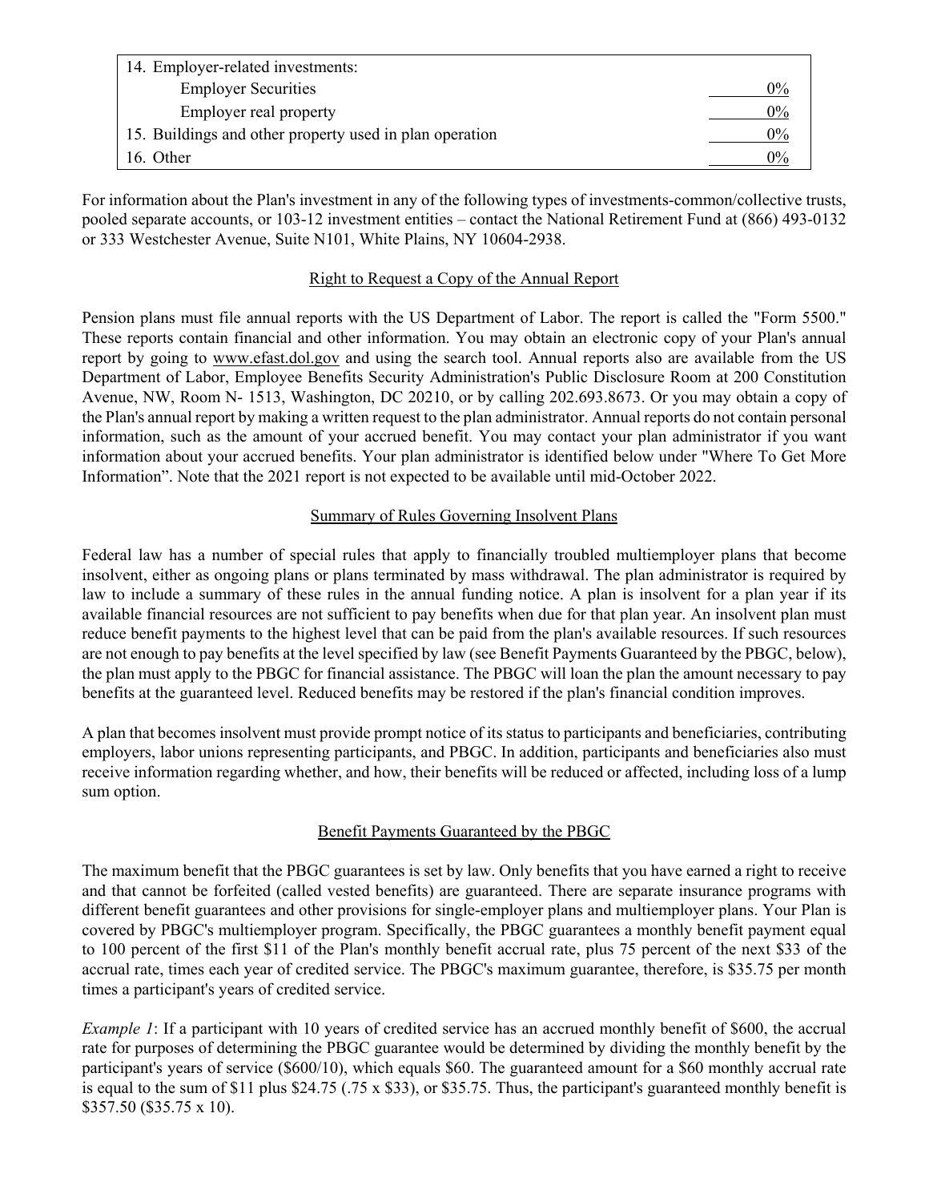| 14. Employer-related investments: | |
|---|---|
| Employer Securities | 0% |
| Employer real property | 0% |
| 15. Buildings and other property used in plan operation | 0% |
| 16. Other | 0% |

For information about the Plan's investment in any of the following types of investments-common/collective trusts, pooled separate accounts, or 103-12 investment entities – contact the National Retirement Fund at (866) 493-0132 or 333 Westchester Avenue, Suite N101, White Plains, NY 10604-2938.

## Right to Request a Copy of the Annual Report

Pension plans must file annual reports with the US Department of Labor. The report is called the "Form 5500." These reports contain financial and other information. You may obtain an electronic copy of your Plan's annual report by going to www.efast.dol.gov and using the search tool. Annual reports also are available from the US Department of Labor, Employee Benefits Security Administration's Public Disclosure Room at 200 Constitution Avenue, NW, Room N- 1513, Washington, DC 20210, or by calling 202.693.8673. Or you may obtain a copy of the Plan's annual report by making a written request to the plan administrator. Annual reports do not contain personal information, such as the amount of your accrued benefit. You may contact your plan administrator if you want information about your accrued benefits. Your plan administrator is identified below under "Where To Get More Information". Note that the 2021 report is not expected to be available until mid-October 2022.

## Summary of Rules Governing Insolvent Plans

Federal law has a number of special rules that apply to financially troubled multiemployer plans that become insolvent, either as ongoing plans or plans terminated by mass withdrawal. The plan administrator is required by law to include a summary of these rules in the annual funding notice. A plan is insolvent for a plan year if its available financial resources are not sufficient to pay benefits when due for that plan year. An insolvent plan must reduce benefit payments to the highest level that can be paid from the plan's available resources. If such resources are not enough to pay benefits at the level specified by law (see Benefit Payments Guaranteed by the PBGC, below), the plan must apply to the PBGC for financial assistance. The PBGC will loan the plan the amount necessary to pay benefits at the guaranteed level. Reduced benefits may be restored if the plan's financial condition improves.

A plan that becomes insolvent must provide prompt notice of its status to participants and beneficiaries, contributing employers, labor unions representing participants, and PBGC. In addition, participants and beneficiaries also must receive information regarding whether, and how, their benefits will be reduced or affected, including loss of a lump sum option.

## Benefit Payments Guaranteed by the PBGC

The maximum benefit that the PBGC guarantees is set by law. Only benefits that you have earned a right to receive and that cannot be forfeited (called vested benefits) are guaranteed. There are separate insurance programs with different benefit guarantees and other provisions for single-employer plans and multiemployer plans. Your Plan is covered by PBGC's multiemployer program. Specifically, the PBGC guarantees a monthly benefit payment equal to 100 percent of the first $11 of the Plan's monthly benefit accrual rate, plus 75 percent of the next $33 of the accrual rate, times each year of credited service. The PBGC's maximum guarantee, therefore, is $35.75 per month times a participant's years of credited service.

*Example 1*: If a participant with 10 years of credited service has an accrued monthly benefit of $600, the accrual rate for purposes of determining the PBGC guarantee would be determined by dividing the monthly benefit by the participant's years of service ($600/10), which equals $60. The guaranteed amount for a $60 monthly accrual rate is equal to the sum of $11 plus $24.75 (.75 x $33), or $35.75. Thus, the participant's guaranteed monthly benefit is $357.50 ($35.75 x 10).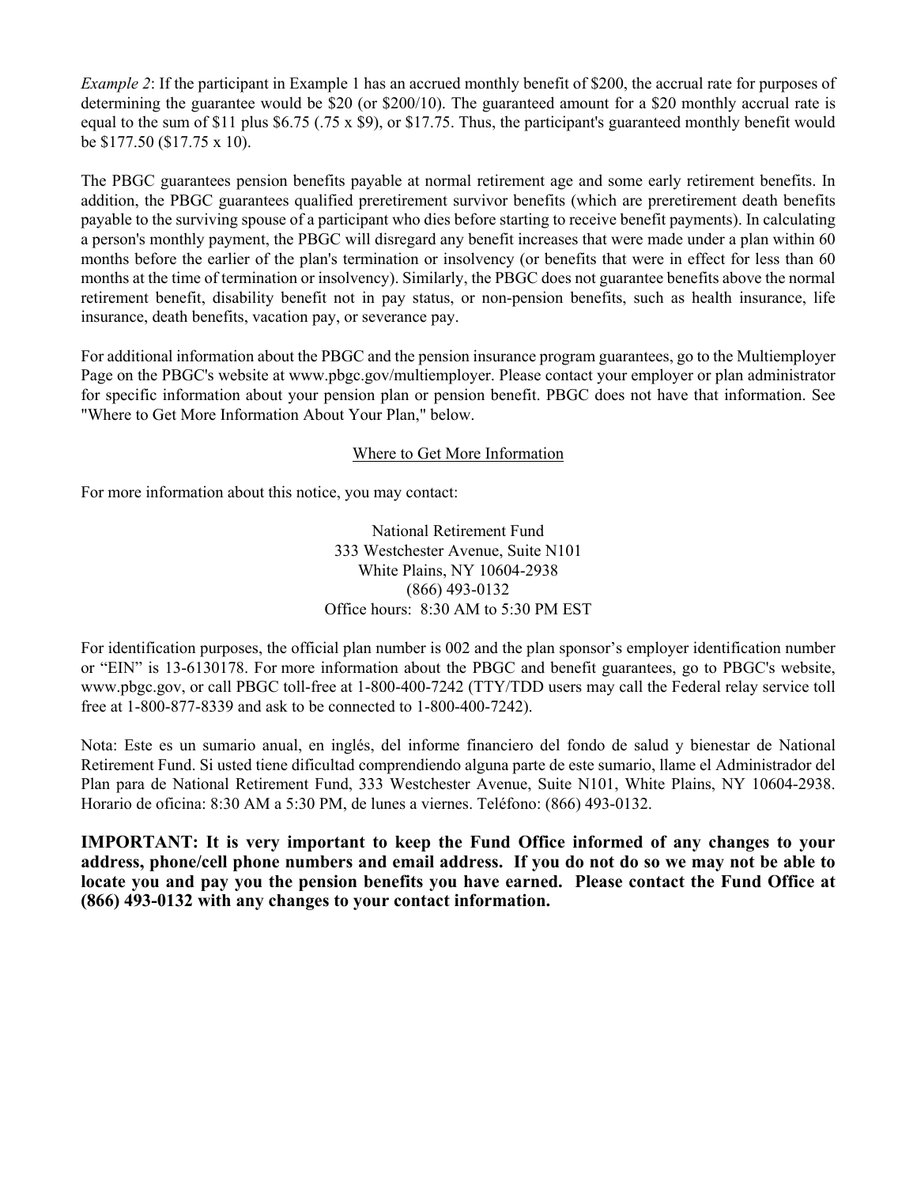*Example 2*: If the participant in Example 1 has an accrued monthly benefit of $200, the accrual rate for purposes of determining the guarantee would be $20 (or $200/10). The guaranteed amount for a $20 monthly accrual rate is equal to the sum of $11 plus $6.75 (.75 x $9), or $17.75. Thus, the participant's guaranteed monthly benefit would be $177.50 ($17.75 x 10).

The PBGC guarantees pension benefits payable at normal retirement age and some early retirement benefits. In addition, the PBGC guarantees qualified preretirement survivor benefits (which are preretirement death benefits payable to the surviving spouse of a participant who dies before starting to receive benefit payments). In calculating a person's monthly payment, the PBGC will disregard any benefit increases that were made under a plan within 60 months before the earlier of the plan's termination or insolvency (or benefits that were in effect for less than 60 months at the time of termination or insolvency). Similarly, the PBGC does not guarantee benefits above the normal retirement benefit, disability benefit not in pay status, or non-pension benefits, such as health insurance, life insurance, death benefits, vacation pay, or severance pay.

For additional information about the PBGC and the pension insurance program guarantees, go to the Multiemployer Page on the PBGC's website at www.pbgc.gov/multiemployer. Please contact your employer or plan administrator for specific information about your pension plan or pension benefit. PBGC does not have that information. See "Where to Get More Information About Your Plan," below.

## Where to Get More Information

For more information about this notice, you may contact:

National Retirement Fund
333 Westchester Avenue, Suite N101
White Plains, NY 10604-2938
(866) 493-0132
Office hours: 8:30 AM to 5:30 PM EST

For identification purposes, the official plan number is 002 and the plan sponsor's employer identification number or "EIN" is 13-6130178. For more information about the PBGC and benefit guarantees, go to PBGC's website, www.pbgc.gov, or call PBGC toll-free at 1-800-400-7242 (TTY/TDD users may call the Federal relay service toll free at 1-800-877-8339 and ask to be connected to 1-800-400-7242).

Nota: Este es un sumario anual, en inglés, del informe financiero del fondo de salud y bienestar de National Retirement Fund. Si usted tiene dificultad comprendiendo alguna parte de este sumario, llame el Administrador del Plan para de National Retirement Fund, 333 Westchester Avenue, Suite N101, White Plains, NY 10604-2938. Horario de oficina: 8:30 AM a 5:30 PM, de lunes a viernes. Teléfono: (866) 493-0132.

**IMPORTANT: It is very important to keep the Fund Office informed of any changes to your address, phone/cell phone numbers and email address. If you do not do so we may not be able to locate you and pay you the pension benefits you have earned. Please contact the Fund Office at (866) 493-0132 with any changes to your contact information.**